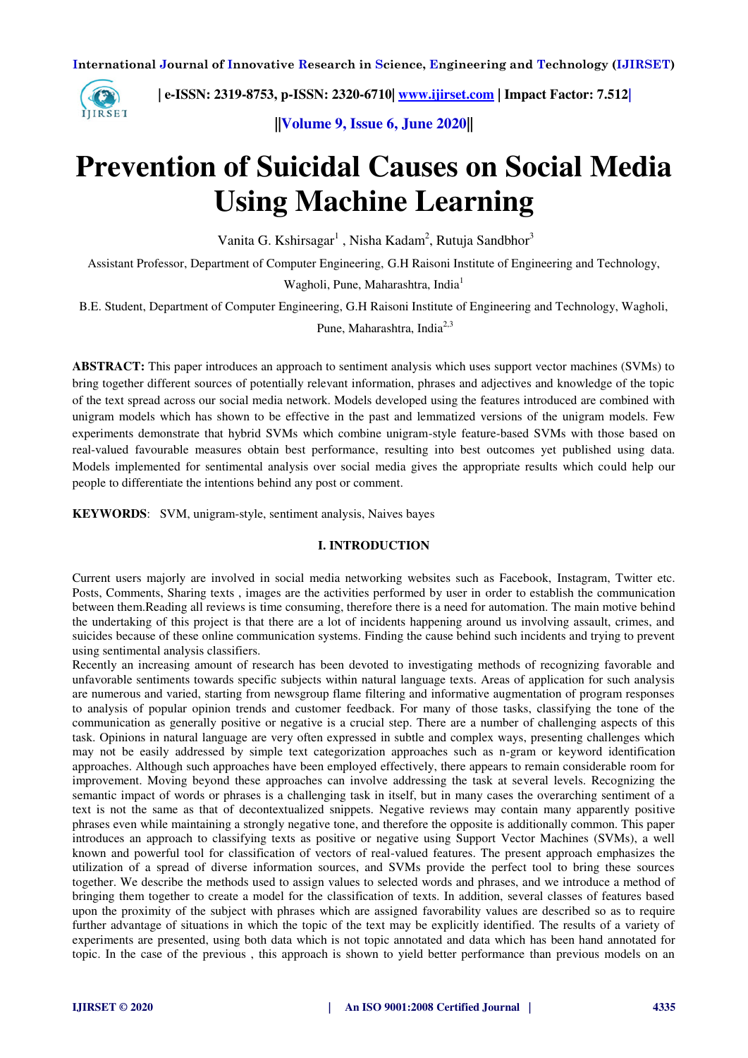# Prevention of Suicidal Causes on Social Media Using Machine Learning

Vanita G. Kshirsagar[1] , Nisha Kadam[2], Rutuja Sandbhor[3]

Assistant Professor, Department of Computer Engineering, G.H Raisoni Institute of Engineering and Technology, Wagholi, Pune, Maharashtra, India[1]

B.E. Student, Department of Computer Engineering, G.H Raisoni Institute of Engineering and Technology, Wagholi, Pune, Maharashtra, India[2,3]

**ABSTRACT:** This paper introduces an approach to sentiment analysis which uses support vector machines (SVMs) to bring together different sources of potentially relevant information, phrases and adjectives and knowledge of the topic of the text spread across our social media network. Models developed using the features introduced are combined with unigram models which has shown to be effective in the past and lemmatized versions of the unigram models. Few experiments demonstrate that hybrid SVMs which combine unigram-style feature-based SVMs with those based on real-valued favourable measures obtain best performance, resulting into best outcomes yet published using data. Models implemented for sentimental analysis over social media gives the appropriate results which could help our people to differentiate the intentions behind any post or comment.

**KEYWORDS**: SVM, unigram-style, sentiment analysis, Naives bayes

## I. INTRODUCTION

Current users majorly are involved in social media networking websites such as Facebook, Instagram, Twitter etc. Posts, Comments, Sharing texts , images are the activities performed by user in order to establish the communication between them.Reading all reviews is time consuming, therefore there is a need for automation. The main motive behind the undertaking of this project is that there are a lot of incidents happening around us involving assault, crimes, and suicides because of these online communication systems. Finding the cause behind such incidents and trying to prevent using sentimental analysis classifiers.

Recently an increasing amount of research has been devoted to investigating methods of recognizing favorable and unfavorable sentiments towards specific subjects within natural language texts. Areas of application for such analysis are numerous and varied, starting from newsgroup flame filtering and informative augmentation of program responses to analysis of popular opinion trends and customer feedback. For many of those tasks, classifying the tone of the communication as generally positive or negative is a crucial step. There are a number of challenging aspects of this task. Opinions in natural language are very often expressed in subtle and complex ways, presenting challenges which may not be easily addressed by simple text categorization approaches such as n-gram or keyword identification approaches. Although such approaches have been employed effectively, there appears to remain considerable room for improvement. Moving beyond these approaches can involve addressing the task at several levels. Recognizing the semantic impact of words or phrases is a challenging task in itself, but in many cases the overarching sentiment of a text is not the same as that of decontextualized snippets. Negative reviews may contain many apparently positive phrases even while maintaining a strongly negative tone, and therefore the opposite is additionally common. This paper introduces an approach to classifying texts as positive or negative using Support Vector Machines (SVMs), a well known and powerful tool for classification of vectors of real-valued features. The present approach emphasizes the utilization of a spread of diverse information sources, and SVMs provide the perfect tool to bring these sources together. We describe the methods used to assign values to selected words and phrases, and we introduce a method of bringing them together to create a model for the classification of texts. In addition, several classes of features based upon the proximity of the subject with phrases which are assigned favorability values are described so as to require further advantage of situations in which the topic of the text may be explicitly identified. The results of a variety of experiments are presented, using both data which is not topic annotated and data which has been hand annotated for topic. In the case of the previous , this approach is shown to yield better performance than previous models on an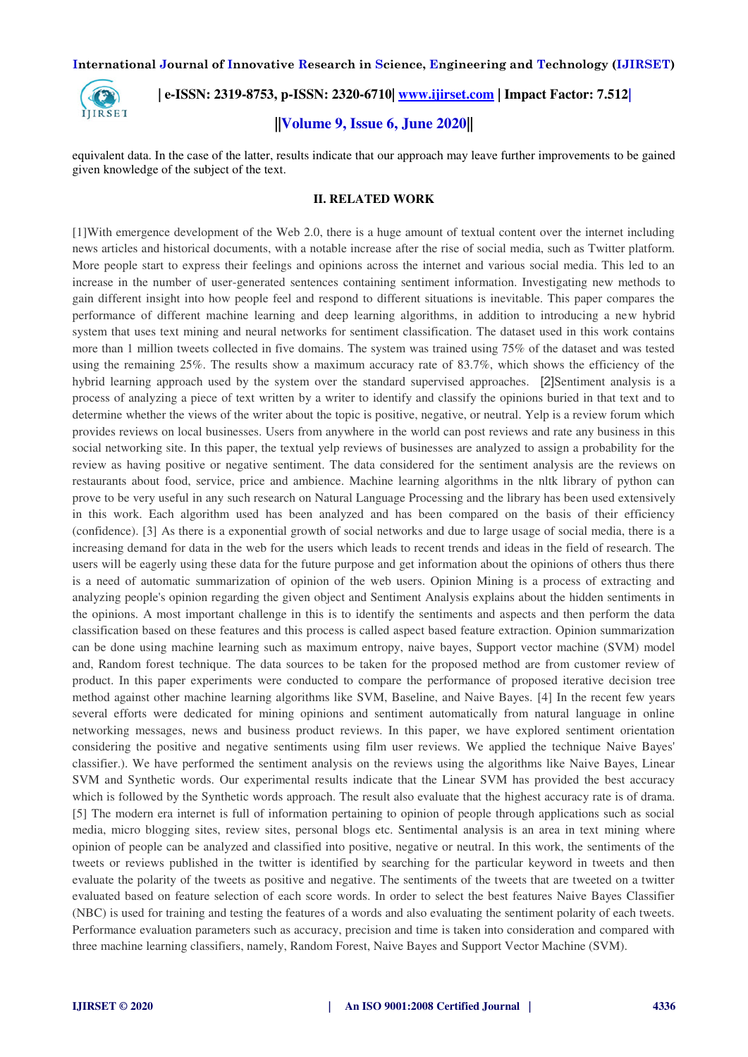equivalent data. In the case of the latter, results indicate that our approach may leave further improvements to be gained given knowledge of the subject of the text.

## II. RELATED WORK

[1]With emergence development of the Web 2.0, there is a huge amount of textual content over the internet including news articles and historical documents, with a notable increase after the rise of social media, such as Twitter platform. More people start to express their feelings and opinions across the internet and various social media. This led to an increase in the number of user-generated sentences containing sentiment information. Investigating new methods to gain different insight into how people feel and respond to different situations is inevitable. This paper compares the performance of different machine learning and deep learning algorithms, in addition to introducing a new hybrid system that uses text mining and neural networks for sentiment classification. The dataset used in this work contains more than 1 million tweets collected in five domains. The system was trained using 75% of the dataset and was tested using the remaining 25%. The results show a maximum accuracy rate of 83.7%, which shows the efficiency of the hybrid learning approach used by the system over the standard supervised approaches. [2]Sentiment analysis is a process of analyzing a piece of text written by a writer to identify and classify the opinions buried in that text and to determine whether the views of the writer about the topic is positive, negative, or neutral. Yelp is a review forum which provides reviews on local businesses. Users from anywhere in the world can post reviews and rate any business in this social networking site. In this paper, the textual yelp reviews of businesses are analyzed to assign a probability for the review as having positive or negative sentiment. The data considered for the sentiment analysis are the reviews on restaurants about food, service, price and ambience. Machine learning algorithms in the nltk library of python can prove to be very useful in any such research on Natural Language Processing and the library has been used extensively in this work. Each algorithm used has been analyzed and has been compared on the basis of their efficiency (confidence). [3] As there is a exponential growth of social networks and due to large usage of social media, there is a increasing demand for data in the web for the users which leads to recent trends and ideas in the field of research. The users will be eagerly using these data for the future purpose and get information about the opinions of others thus there is a need of automatic summarization of opinion of the web users. Opinion Mining is a process of extracting and analyzing people's opinion regarding the given object and Sentiment Analysis explains about the hidden sentiments in the opinions. A most important challenge in this is to identify the sentiments and aspects and then perform the data classification based on these features and this process is called aspect based feature extraction. Opinion summarization can be done using machine learning such as maximum entropy, naive bayes, Support vector machine (SVM) model and, Random forest technique. The data sources to be taken for the proposed method are from customer review of product. In this paper experiments were conducted to compare the performance of proposed iterative decision tree method against other machine learning algorithms like SVM, Baseline, and Naive Bayes. [4] In the recent few years several efforts were dedicated for mining opinions and sentiment automatically from natural language in online networking messages, news and business product reviews. In this paper, we have explored sentiment orientation considering the positive and negative sentiments using film user reviews. We applied the technique Naive Bayes' classifier.). We have performed the sentiment analysis on the reviews using the algorithms like Naive Bayes, Linear SVM and Synthetic words. Our experimental results indicate that the Linear SVM has provided the best accuracy which is followed by the Synthetic words approach. The result also evaluate that the highest accuracy rate is of drama. [5] The modern era internet is full of information pertaining to opinion of people through applications such as social media, micro blogging sites, review sites, personal blogs etc. Sentimental analysis is an area in text mining where opinion of people can be analyzed and classified into positive, negative or neutral. In this work, the sentiments of the tweets or reviews published in the twitter is identified by searching for the particular keyword in tweets and then evaluate the polarity of the tweets as positive and negative. The sentiments of the tweets that are tweeted on a twitter evaluated based on feature selection of each score words. In order to select the best features Naive Bayes Classifier (NBC) is used for training and testing the features of a words and also evaluating the sentiment polarity of each tweets. Performance evaluation parameters such as accuracy, precision and time is taken into consideration and compared with three machine learning classifiers, namely, Random Forest, Naive Bayes and Support Vector Machine (SVM).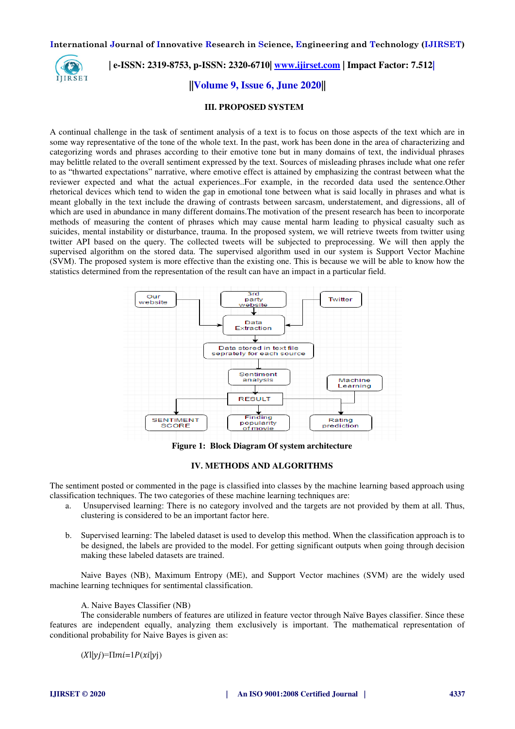## III. PROPOSED SYSTEM

A continual challenge in the task of sentiment analysis of a text is to focus on those aspects of the text which are in some way representative of the tone of the whole text. In the past, work has been done in the area of characterizing and categorizing words and phrases according to their emotive tone but in many domains of text, the individual phrases may belittle related to the overall sentiment expressed by the text. Sources of misleading phrases include what one refer to as "thwarted expectations" narrative, where emotive effect is attained by emphasizing the contrast between what the reviewer expected and what the actual experiences..For example, in the recorded data used the sentence.Other rhetorical devices which tend to widen the gap in emotional tone between what is said locally in phrases and what is meant globally in the text include the drawing of contrasts between sarcasm, understatement, and digressions, all of which are used in abundance in many different domains.The motivation of the present research has been to incorporate methods of measuring the content of phrases which may cause mental harm leading to physical casualty such as suicides, mental instability or disturbance, trauma. In the proposed system, we will retrieve tweets from twitter using twitter API based on the query. The collected tweets will be subjected to preprocessing. We will then apply the supervised algorithm on the stored data. The supervised algorithm used in our system is Support Vector Machine (SVM). The proposed system is more effective than the existing one. This is because we will be able to know how the statistics determined from the representation of the result can have an impact in a particular field.

**Figure 1: Block Diagram Of system architecture**

## IV. METHODS AND ALGORITHMS

The sentiment posted or commented in the page is classified into classes by the machine learning based approach using classification techniques. The two categories of these machine learning techniques are:

a. Unsupervised learning: There is no category involved and the targets are not provided by them at all. Thus, clustering is considered to be an important factor here.

b. Supervised learning: The labeled dataset is used to develop this method. When the classification approach is to be designed, the labels are provided to the model. For getting significant outputs when going through decision making these labeled datasets are trained.

Naive Bayes (NB), Maximum Entropy (ME), and Support Vector machines (SVM) are the widely used machine learning techniques for sentimental classification.

A. Naive Bayes Classifier (NB)

The considerable numbers of features are utilized in feature vector through Naïve Bayes classifier. Since these features are independent equally, analyzing them exclusively is important. The mathematical representation of conditional probability for Naive Bayes is given as:

$$(X|y_j) = \Pi_{i=1}^{m} P(x_i|y_j)$$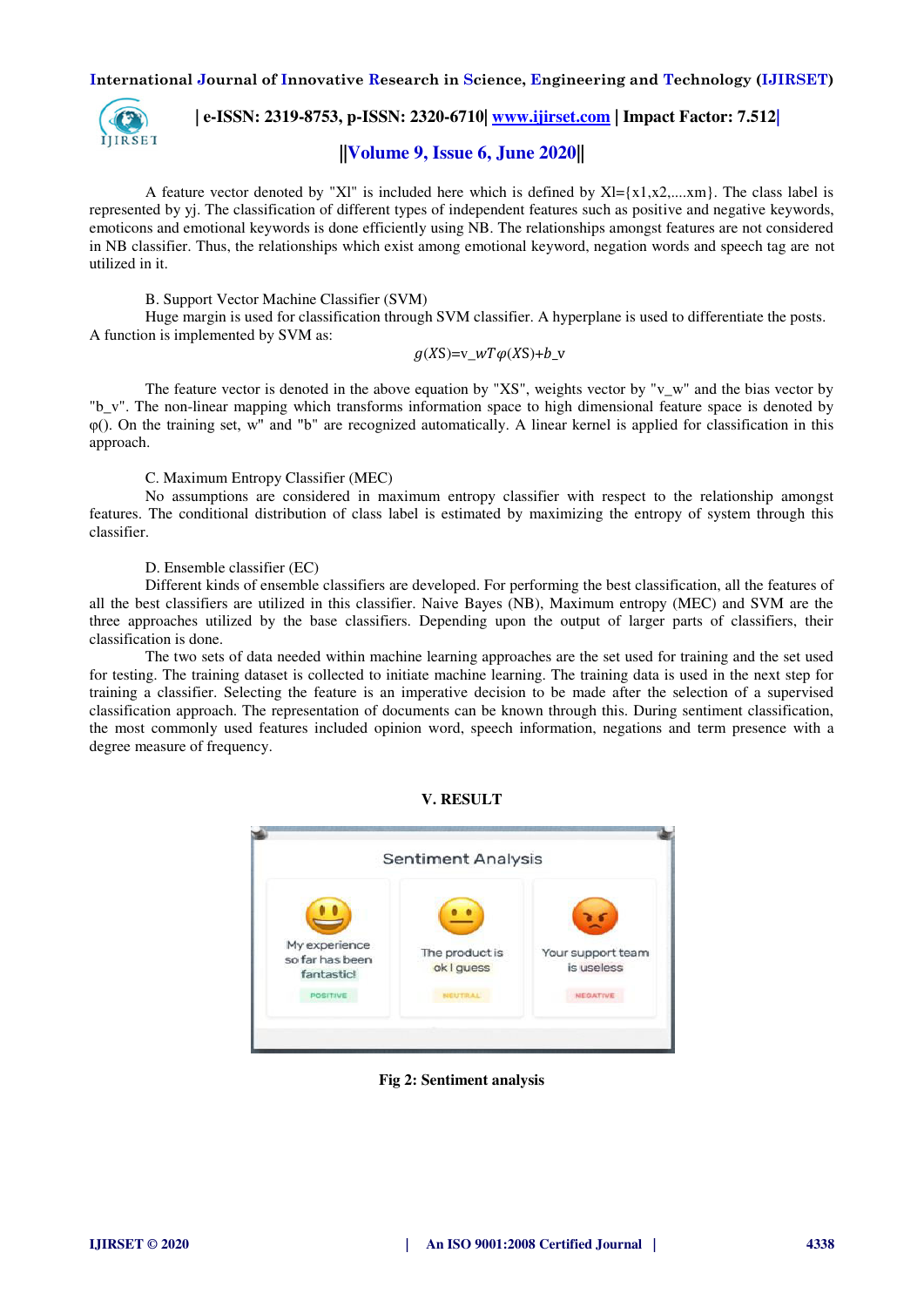A feature vector denoted by "Xl" is included here which is defined by Xl={x1,x2,....xm}. The class label is represented by yj. The classification of different types of independent features such as positive and negative keywords, emoticons and emotional keywords is done efficiently using NB. The relationships amongst features are not considered in NB classifier. Thus, the relationships which exist among emotional keyword, negation words and speech tag are not utilized in it.

B. Support Vector Machine Classifier (SVM)

Huge margin is used for classification through SVM classifier. A hyperplane is used to differentiate the posts. A function is implemented by SVM as:

$$g(XS)=v\_wT\varphi(XS)+b\_v$$

The feature vector is denoted in the above equation by "XS", weights vector by "v_w" and the bias vector by "b_v". The non-linear mapping which transforms information space to high dimensional feature space is denoted by φ(). On the training set, w" and "b" are recognized automatically. A linear kernel is applied for classification in this approach.

C. Maximum Entropy Classifier (MEC)

No assumptions are considered in maximum entropy classifier with respect to the relationship amongst features. The conditional distribution of class label is estimated by maximizing the entropy of system through this classifier.

D. Ensemble classifier (EC)

Different kinds of ensemble classifiers are developed. For performing the best classification, all the features of all the best classifiers are utilized in this classifier. Naive Bayes (NB), Maximum entropy (MEC) and SVM are the three approaches utilized by the base classifiers. Depending upon the output of larger parts of classifiers, their classification is done.

The two sets of data needed within machine learning approaches are the set used for training and the set used for testing. The training dataset is collected to initiate machine learning. The training data is used in the next step for training a classifier. Selecting the feature is an imperative decision to be made after the selection of a supervised classification approach. The representation of documents can be known through this. During sentiment classification, the most commonly used features included opinion word, speech information, negations and term presence with a degree measure of frequency.

## V. RESULT

Sentiment Analysis

| My experience so far has been fantastic! | The product is ok I guess | Your support team is useless |
|---|---|---|
| POSITIVE | NEUTRAL | NEGATIVE |

**Fig 2: Sentiment analysis**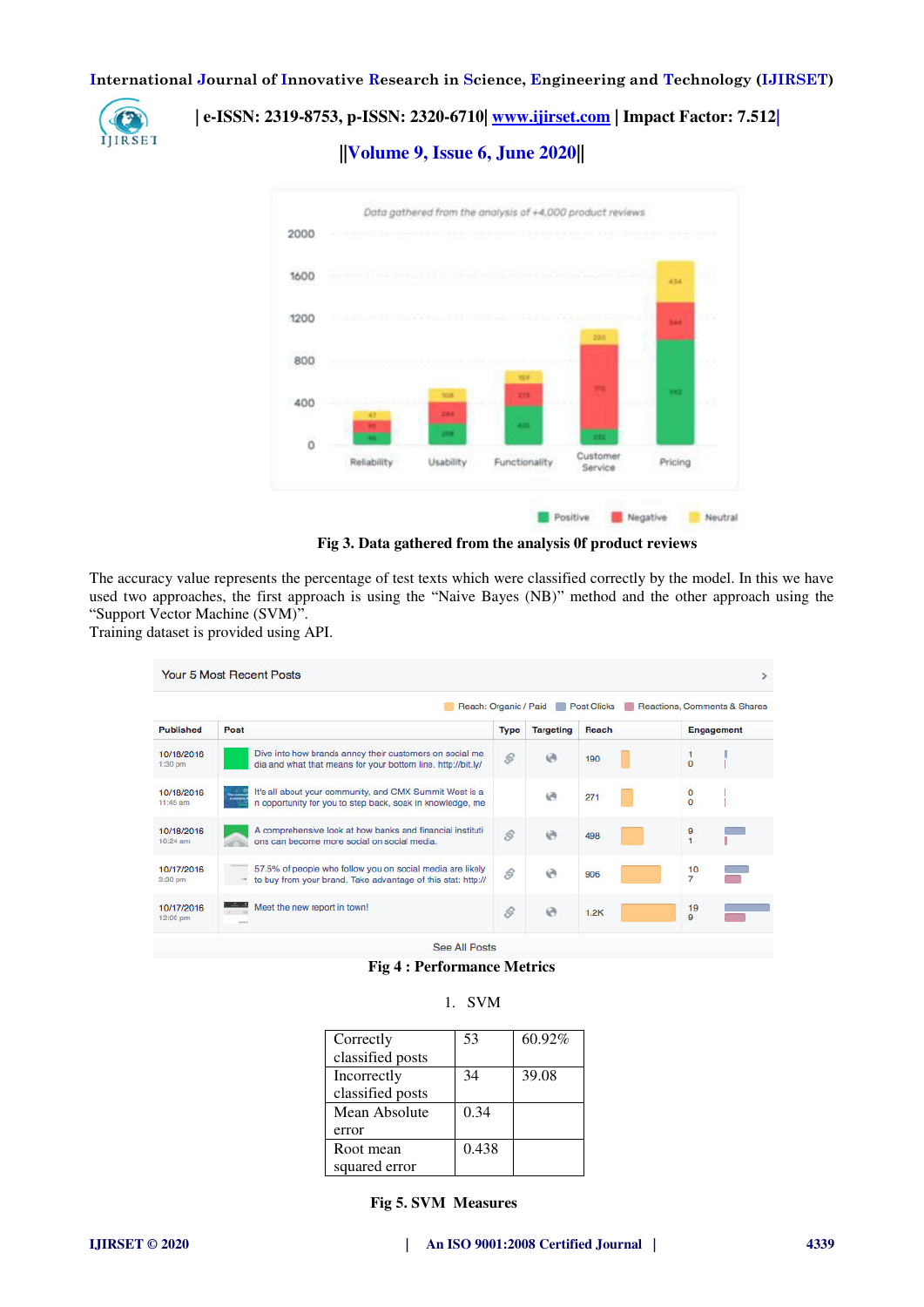Fig 3. Data gathered from the analysis 0f product reviews

The accuracy value represents the percentage of test texts which were classified correctly by the model. In this we have used two approaches, the first approach is using the "Naive Bayes (NB)" method and the other approach using the "Support Vector Machine (SVM)".
Training dataset is provided using API.

Fig 4 : Performance Metrics

1. SVM

| | | |
|---|---|---|
| Correctly classified posts | 53 | 60.92% |
| Incorrectly classified posts | 34 | 39.08 |
| Mean Absolute error | 0.34 | |
| Root mean squared error | 0.438 | |

Fig 5. SVM Measures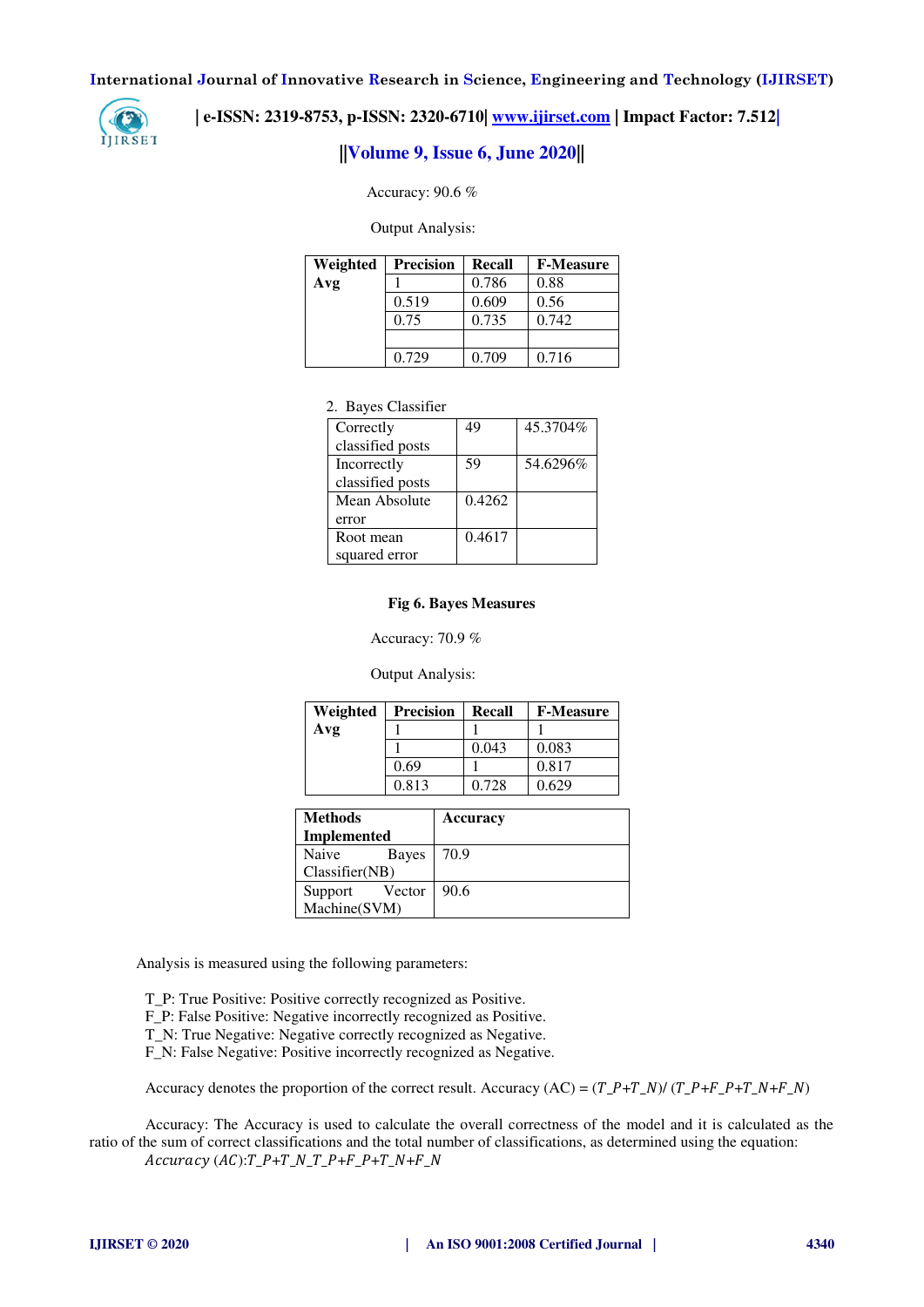Accuracy: 90.6 %

Output Analysis:

| Weighted Avg | Precision | Recall | F-Measure |
|---|---|---|---|
| | 1 | 0.786 | 0.88 |
| | 0.519 | 0.609 | 0.56 |
| | 0.75 | 0.735 | 0.742 |
| | | | |
| | 0.729 | 0.709 | 0.716 |

2. Bayes Classifier

| | | |
|---|---|---|
| Correctly classified posts | 49 | 45.3704% |
| Incorrectly classified posts | 59 | 54.6296% |
| Mean Absolute error | 0.4262 | |
| Root mean squared error | 0.4617 | |

**Fig 6. Bayes Measures**

Accuracy: 70.9 %

Output Analysis:

| Weighted Avg | Precision | Recall | F-Measure |
|---|---|---|---|
| | 1 | 1 | 1 |
| | 1 | 0.043 | 0.083 |
| | 0.69 | 1 | 0.817 |
| | 0.813 | 0.728 | 0.629 |

| Methods Implemented | Accuracy |
|---|---|
| Naive Bayes Classifier(NB) | 70.9 |
| Support Vector Machine(SVM) | 90.6 |

Analysis is measured using the following parameters:

T_P: True Positive: Positive correctly recognized as Positive.
F_P: False Positive: Negative incorrectly recognized as Positive.
T_N: True Negative: Negative correctly recognized as Negative.
F_N: False Negative: Positive incorrectly recognized as Negative.

Accuracy denotes the proportion of the correct result. Accuracy (AC) = $(T\_P+T\_N)/(T\_P+F\_P+T\_N+F\_N)$

Accuracy: The Accuracy is used to calculate the overall correctness of the model and it is calculated as the ratio of the sum of correct classifications and the total number of classifications, as determined using the equation:
$Accuracy\ (AC)$:$T\_P+T\_N\ T\_P+F\_P+T\_N+F\_N$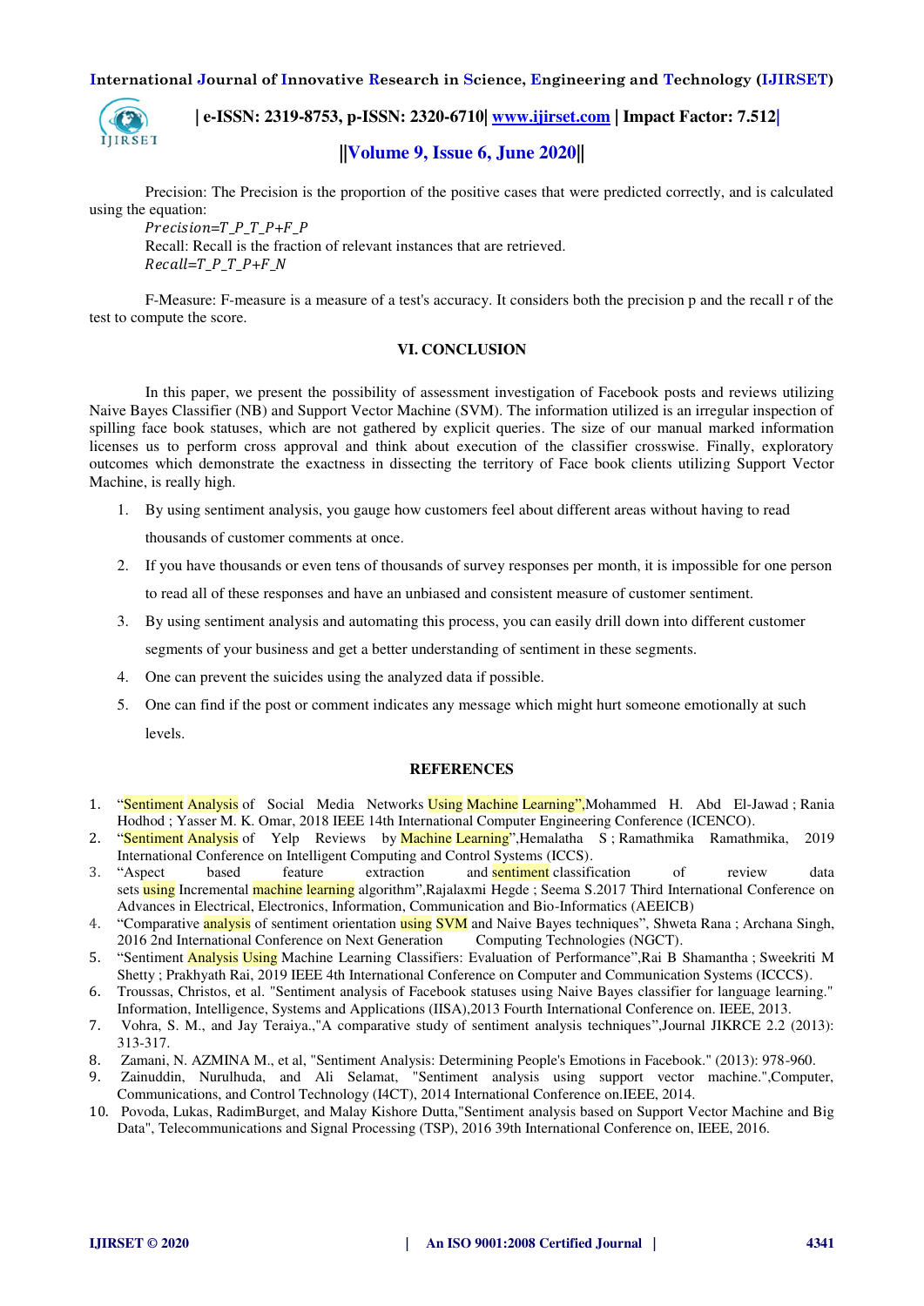Precision: The Precision is the proportion of the positive cases that were predicted correctly, and is calculated using the equation:

$Precision=T\_P\_T\_P+F\_P$

Recall: Recall is the fraction of relevant instances that are retrieved.

$Recall=T\_P\_T\_P+F\_N$

F-Measure: F-measure is a measure of a test's accuracy. It considers both the precision p and the recall r of the test to compute the score.

## VI. CONCLUSION

In this paper, we present the possibility of assessment investigation of Facebook posts and reviews utilizing Naive Bayes Classifier (NB) and Support Vector Machine (SVM). The information utilized is an irregular inspection of spilling face book statuses, which are not gathered by explicit queries. The size of our manual marked information licenses us to perform cross approval and think about execution of the classifier crosswise. Finally, exploratory outcomes which demonstrate the exactness in dissecting the territory of Face book clients utilizing Support Vector Machine, is really high.

1. By using sentiment analysis, you gauge how customers feel about different areas without having to read thousands of customer comments at once.
2. If you have thousands or even tens of thousands of survey responses per month, it is impossible for one person to read all of these responses and have an unbiased and consistent measure of customer sentiment.
3. By using sentiment analysis and automating this process, you can easily drill down into different customer segments of your business and get a better understanding of sentiment in these segments.
4. One can prevent the suicides using the analyzed data if possible.
5. One can find if the post or comment indicates any message which might hurt someone emotionally at such levels.

## REFERENCES

1. "Sentiment Analysis of Social Media Networks Using Machine Learning",Mohammed H. Abd El-Jawad ; Rania Hodhod ; Yasser M. K. Omar, 2018 IEEE 14th International Computer Engineering Conference (ICENCO).
2. "Sentiment Analysis of Yelp Reviews by Machine Learning",Hemalatha S ; Ramathmika Ramathmika, 2019 International Conference on Intelligent Computing and Control Systems (ICCS).
3. "Aspect based feature extraction and sentiment classification of review data sets using Incremental machine learning algorithm",Rajalaxmi Hegde ; Seema S.2017 Third International Conference on Advances in Electrical, Electronics, Information, Communication and Bio-Informatics (AEEICB)
4. "Comparative analysis of sentiment orientation using SVM and Naive Bayes techniques", Shweta Rana ; Archana Singh, 2016 2nd International Conference on Next Generation Computing Technologies (NGCT).
5. "Sentiment Analysis Using Machine Learning Classifiers: Evaluation of Performance",Rai B Shamantha ; Sweekriti M Shetty ; Prakhyath Rai, 2019 IEEE 4th International Conference on Computer and Communication Systems (ICCCS).
6. Troussas, Christos, et al. "Sentiment analysis of Facebook statuses using Naive Bayes classifier for language learning." Information, Intelligence, Systems and Applications (IISA),2013 Fourth International Conference on. IEEE, 2013.
7. Vohra, S. M., and Jay Teraiya.,"A comparative study of sentiment analysis techniques",Journal JIKRCE 2.2 (2013): 313-317.
8. Zamani, N. AZMINA M., et al, "Sentiment Analysis: Determining People's Emotions in Facebook." (2013): 978-960.
9. Zainuddin, Nurulhuda, and Ali Selamat, "Sentiment analysis using support vector machine.",Computer, Communications, and Control Technology (I4CT), 2014 International Conference on.IEEE, 2014.
10. Povoda, Lukas, RadimBurget, and Malay Kishore Dutta,"Sentiment analysis based on Support Vector Machine and Big Data", Telecommunications and Signal Processing (TSP), 2016 39th International Conference on, IEEE, 2016.